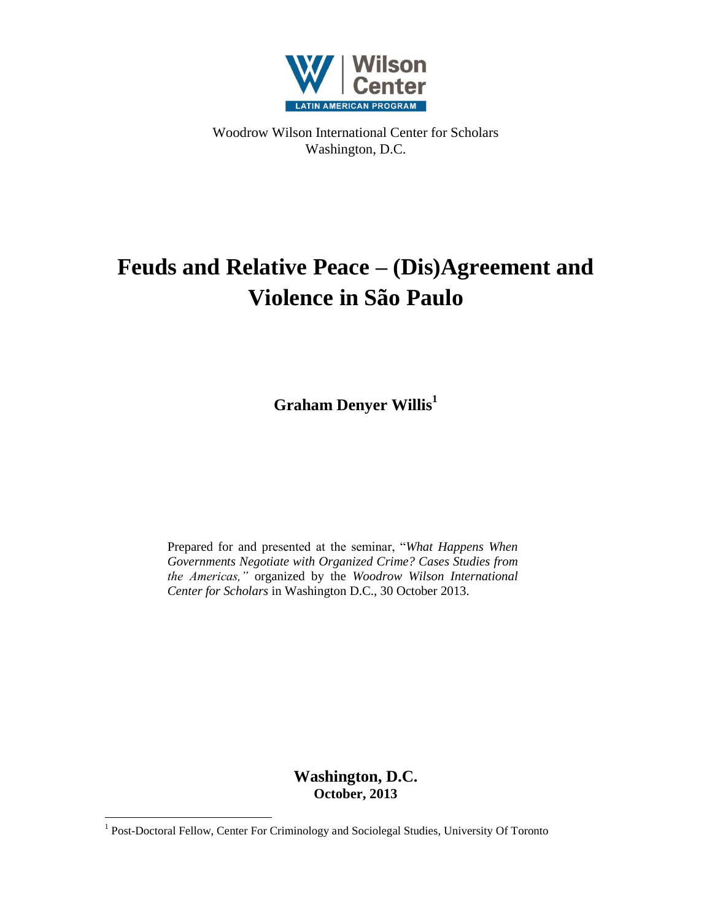Wilson Center

LATIN AMERICAN PROGRAM

Woodrow Wilson International Center for Scholars
Washington, D.C.

# Feuds and Relative Peace – (Dis)Agreement and Violence in São Paulo

**Graham Denyer Willis**[1]

Prepared for and presented at the seminar, "*What Happens When Governments Negotiate with Organized Crime? Cases Studies from the Americas,"* organized by the *Woodrow Wilson International Center for Scholars* in Washington D.C., 30 October 2013.

**Washington, D.C.**
**October, 2013**

---

[1] Post-Doctoral Fellow, Center For Criminology and Sociolegal Studies, University Of Toronto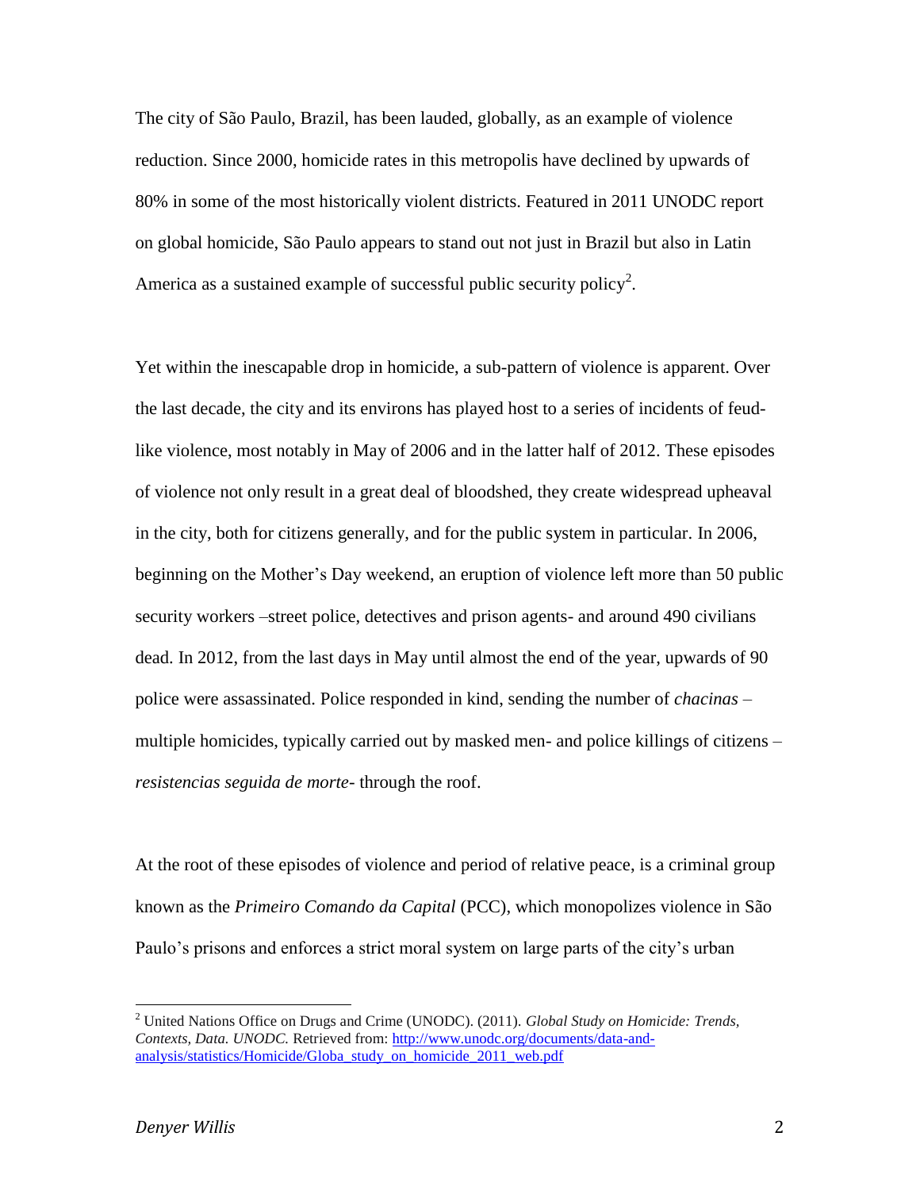The city of São Paulo, Brazil, has been lauded, globally, as an example of violence reduction. Since 2000, homicide rates in this metropolis have declined by upwards of 80% in some of the most historically violent districts. Featured in 2011 UNODC report on global homicide, São Paulo appears to stand out not just in Brazil but also in Latin America as a sustained example of successful public security policy[2].

Yet within the inescapable drop in homicide, a sub-pattern of violence is apparent. Over the last decade, the city and its environs has played host to a series of incidents of feud-like violence, most notably in May of 2006 and in the latter half of 2012. These episodes of violence not only result in a great deal of bloodshed, they create widespread upheaval in the city, both for citizens generally, and for the public system in particular. In 2006, beginning on the Mother's Day weekend, an eruption of violence left more than 50 public security workers –street police, detectives and prison agents- and around 490 civilians dead. In 2012, from the last days in May until almost the end of the year, upwards of 90 police were assassinated. Police responded in kind, sending the number of *chacinas* –multiple homicides, typically carried out by masked men- and police killings of citizens –*resistencias seguida de morte*- through the roof.

At the root of these episodes of violence and period of relative peace, is a criminal group known as the *Primeiro Comando da Capital* (PCC), which monopolizes violence in São Paulo's prisons and enforces a strict moral system on large parts of the city's urban

[2] United Nations Office on Drugs and Crime (UNODC). (2011). *Global Study on Homicide: Trends, Contexts, Data. UNODC.* Retrieved from: http://www.unodc.org/documents/data-and-analysis/statistics/Homicide/Globa_study_on_homicide_2011_web.pdf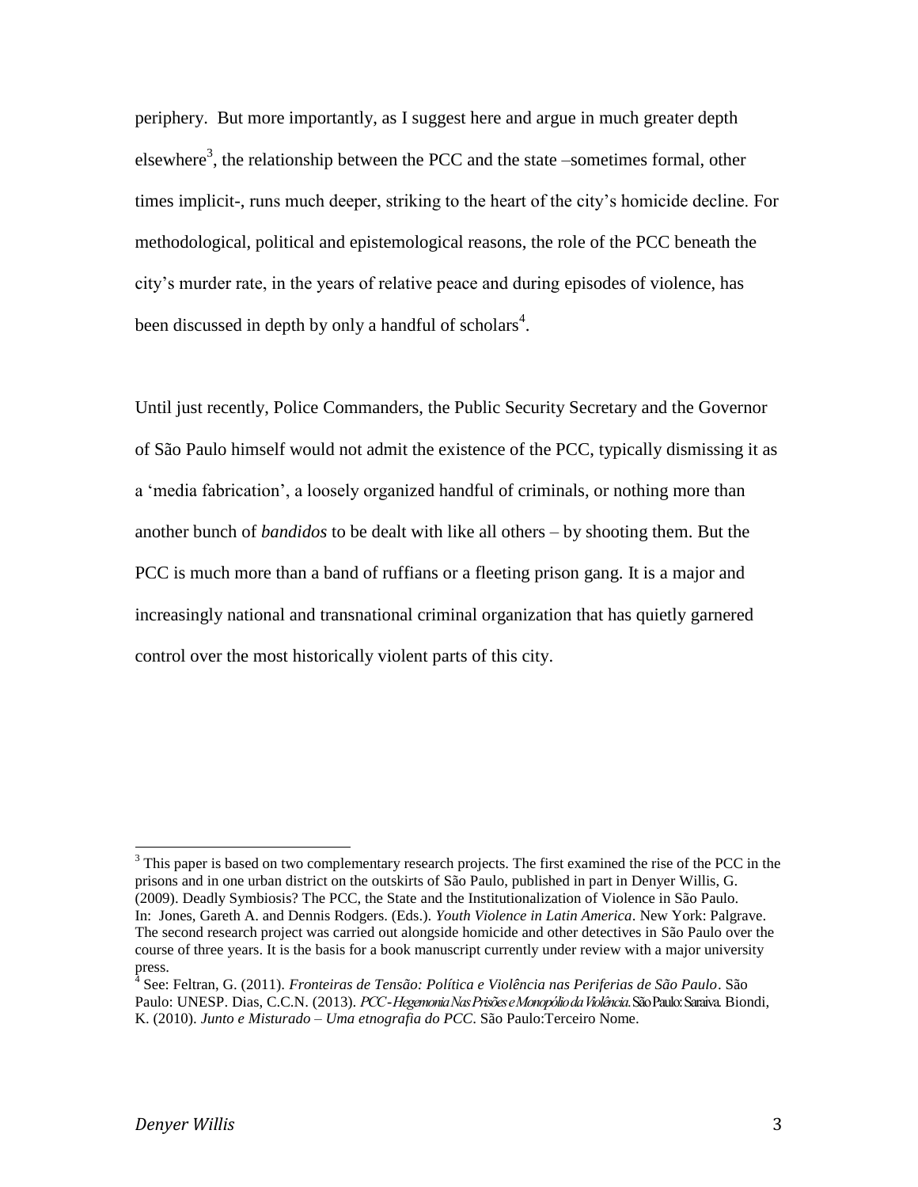periphery. But more importantly, as I suggest here and argue in much greater depth elsewhere[3], the relationship between the PCC and the state –sometimes formal, other times implicit-, runs much deeper, striking to the heart of the city's homicide decline. For methodological, political and epistemological reasons, the role of the PCC beneath the city's murder rate, in the years of relative peace and during episodes of violence, has been discussed in depth by only a handful of scholars[4].

Until just recently, Police Commanders, the Public Security Secretary and the Governor of São Paulo himself would not admit the existence of the PCC, typically dismissing it as a 'media fabrication', a loosely organized handful of criminals, or nothing more than another bunch of *bandidos* to be dealt with like all others – by shooting them. But the PCC is much more than a band of ruffians or a fleeting prison gang. It is a major and increasingly national and transnational criminal organization that has quietly garnered control over the most historically violent parts of this city.

---

[3] This paper is based on two complementary research projects. The first examined the rise of the PCC in the prisons and in one urban district on the outskirts of São Paulo, published in part in Denyer Willis, G. (2009). Deadly Symbiosis? The PCC, the State and the Institutionalization of Violence in São Paulo. In: Jones, Gareth A. and Dennis Rodgers. (Eds.). *Youth Violence in Latin America*. New York: Palgrave. The second research project was carried out alongside homicide and other detectives in São Paulo over the course of three years. It is the basis for a book manuscript currently under review with a major university press.

[4] See: Feltran, G. (2011). *Fronteiras de Tensão: Política e Violência nas Periferias de São Paulo*. São Paulo: UNESP. Dias, C.C.N. (2013). *PCC- Hegemonia Nas Prisões e Monopólio da Violência*. São Paulo: Saraiva. Biondi, K. (2010). *Junto e Misturado – Uma etnografia do PCC*. São Paulo:Terceiro Nome.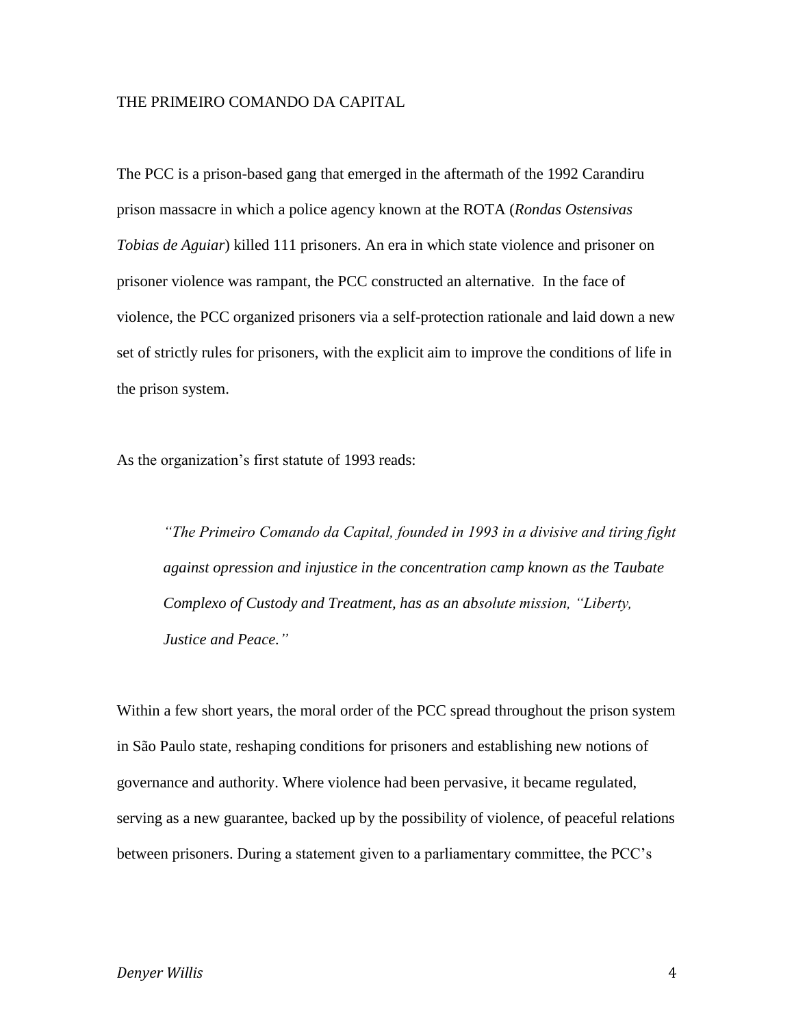THE PRIMEIRO COMANDO DA CAPITAL

The PCC is a prison-based gang that emerged in the aftermath of the 1992 Carandiru prison massacre in which a police agency known at the ROTA (*Rondas Ostensivas Tobias de Aguiar*) killed 111 prisoners. An era in which state violence and prisoner on prisoner violence was rampant, the PCC constructed an alternative. In the face of violence, the PCC organized prisoners via a self-protection rationale and laid down a new set of strictly rules for prisoners, with the explicit aim to improve the conditions of life in the prison system.

As the organization's first statute of 1993 reads:

> *"The Primeiro Comando da Capital, founded in 1993 in a divisive and tiring fight against opression and injustice in the concentration camp known as the Taubate Complexo of Custody and Treatment, has as an absolute mission, "Liberty, Justice and Peace."*

Within a few short years, the moral order of the PCC spread throughout the prison system in São Paulo state, reshaping conditions for prisoners and establishing new notions of governance and authority. Where violence had been pervasive, it became regulated, serving as a new guarantee, backed up by the possibility of violence, of peaceful relations between prisoners. During a statement given to a parliamentary committee, the PCC's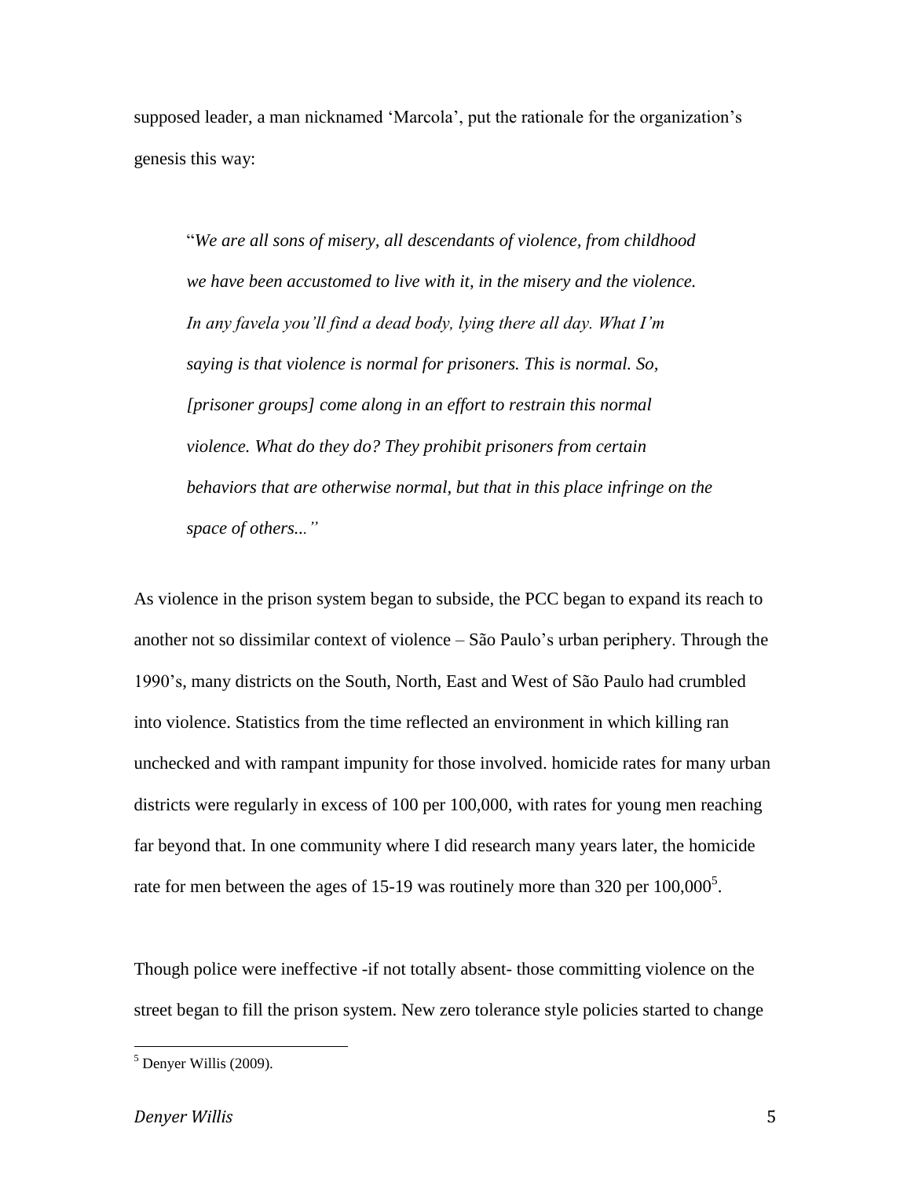supposed leader, a man nicknamed 'Marcola', put the rationale for the organization's genesis this way:

> "*We are all sons of misery, all descendants of violence, from childhood we have been accustomed to live with it, in the misery and the violence. In any favela you'll find a dead body, lying there all day. What I'm saying is that violence is normal for prisoners. This is normal. So, [prisoner groups] come along in an effort to restrain this normal violence. What do they do? They prohibit prisoners from certain behaviors that are otherwise normal, but that in this place infringe on the space of others..."*

As violence in the prison system began to subside, the PCC began to expand its reach to another not so dissimilar context of violence – São Paulo's urban periphery. Through the 1990's, many districts on the South, North, East and West of São Paulo had crumbled into violence. Statistics from the time reflected an environment in which killing ran unchecked and with rampant impunity for those involved. homicide rates for many urban districts were regularly in excess of 100 per 100,000, with rates for young men reaching far beyond that. In one community where I did research many years later, the homicide rate for men between the ages of 15-19 was routinely more than 320 per 100,000[5].

Though police were ineffective -if not totally absent- those committing violence on the street began to fill the prison system. New zero tolerance style policies started to change

[5] Denyer Willis (2009).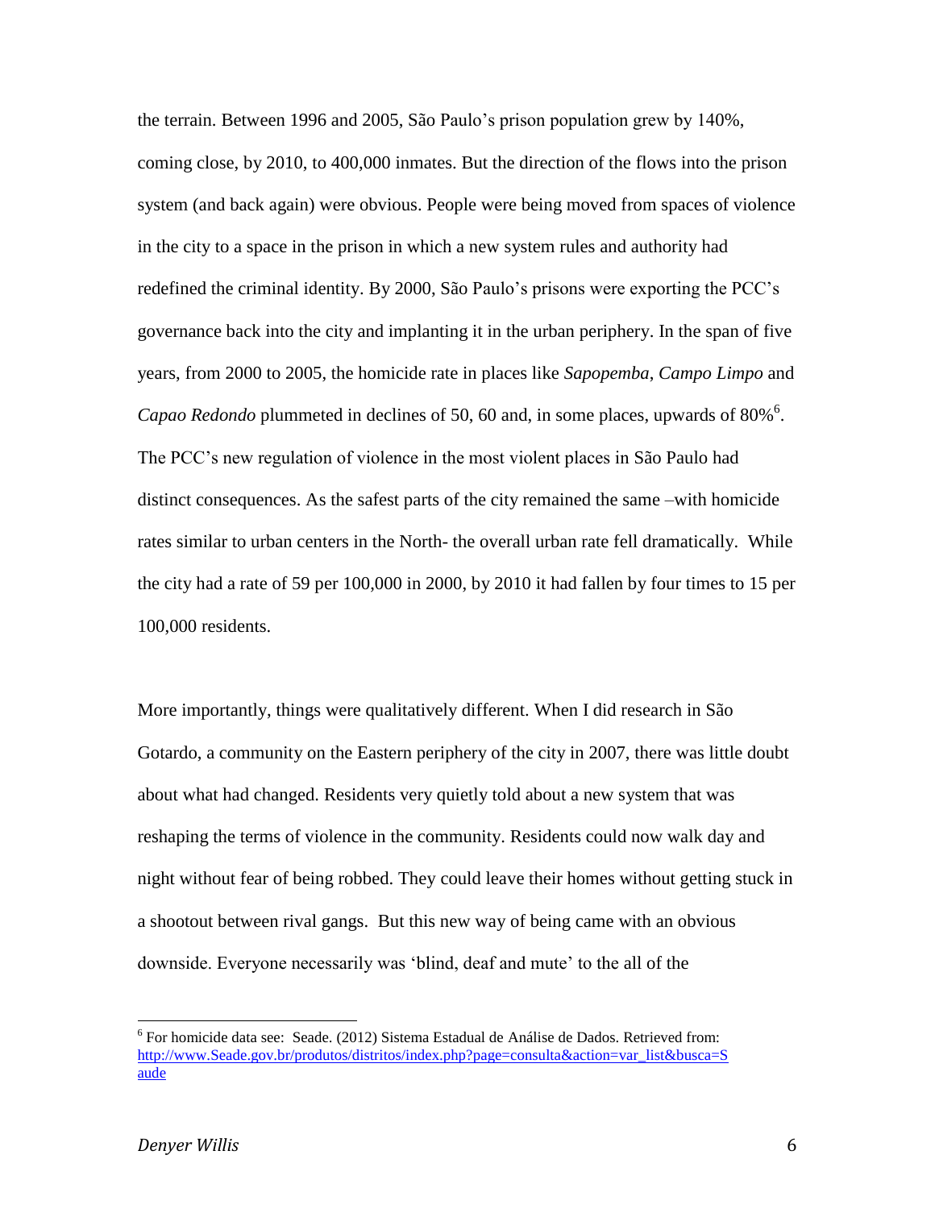the terrain. Between 1996 and 2005, São Paulo's prison population grew by 140%, coming close, by 2010, to 400,000 inmates. But the direction of the flows into the prison system (and back again) were obvious. People were being moved from spaces of violence in the city to a space in the prison in which a new system rules and authority had redefined the criminal identity. By 2000, São Paulo's prisons were exporting the PCC's governance back into the city and implanting it in the urban periphery. In the span of five years, from 2000 to 2005, the homicide rate in places like *Sapopemba*, *Campo Limpo* and *Capao Redondo* plummeted in declines of 50, 60 and, in some places, upwards of 80%[6]. The PCC's new regulation of violence in the most violent places in São Paulo had distinct consequences. As the safest parts of the city remained the same –with homicide rates similar to urban centers in the North- the overall urban rate fell dramatically. While the city had a rate of 59 per 100,000 in 2000, by 2010 it had fallen by four times to 15 per 100,000 residents.

More importantly, things were qualitatively different. When I did research in São Gotardo, a community on the Eastern periphery of the city in 2007, there was little doubt about what had changed. Residents very quietly told about a new system that was reshaping the terms of violence in the community. Residents could now walk day and night without fear of being robbed. They could leave their homes without getting stuck in a shootout between rival gangs. But this new way of being came with an obvious downside. Everyone necessarily was 'blind, deaf and mute' to the all of the

---

[6] For homicide data see: Seade. (2012) Sistema Estadual de Análise de Dados. Retrieved from: http://www.Seade.gov.br/produtos/distritos/index.php?page=consulta&action=var_list&busca=Saude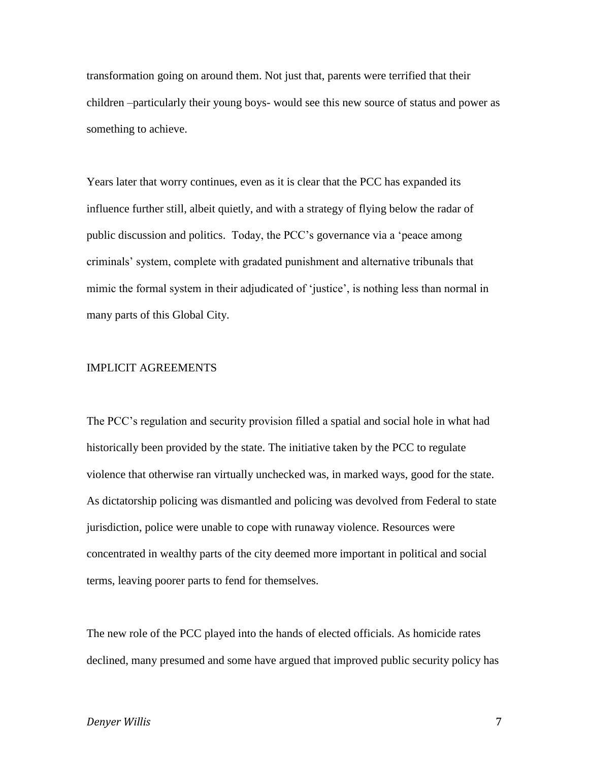transformation going on around them. Not just that, parents were terrified that their children –particularly their young boys- would see this new source of status and power as something to achieve.

Years later that worry continues, even as it is clear that the PCC has expanded its influence further still, albeit quietly, and with a strategy of flying below the radar of public discussion and politics. Today, the PCC's governance via a 'peace among criminals' system, complete with gradated punishment and alternative tribunals that mimic the formal system in their adjudicated of 'justice', is nothing less than normal in many parts of this Global City.

## IMPLICIT AGREEMENTS

The PCC's regulation and security provision filled a spatial and social hole in what had historically been provided by the state. The initiative taken by the PCC to regulate violence that otherwise ran virtually unchecked was, in marked ways, good for the state. As dictatorship policing was dismantled and policing was devolved from Federal to state jurisdiction, police were unable to cope with runaway violence. Resources were concentrated in wealthy parts of the city deemed more important in political and social terms, leaving poorer parts to fend for themselves.

The new role of the PCC played into the hands of elected officials. As homicide rates declined, many presumed and some have argued that improved public security policy has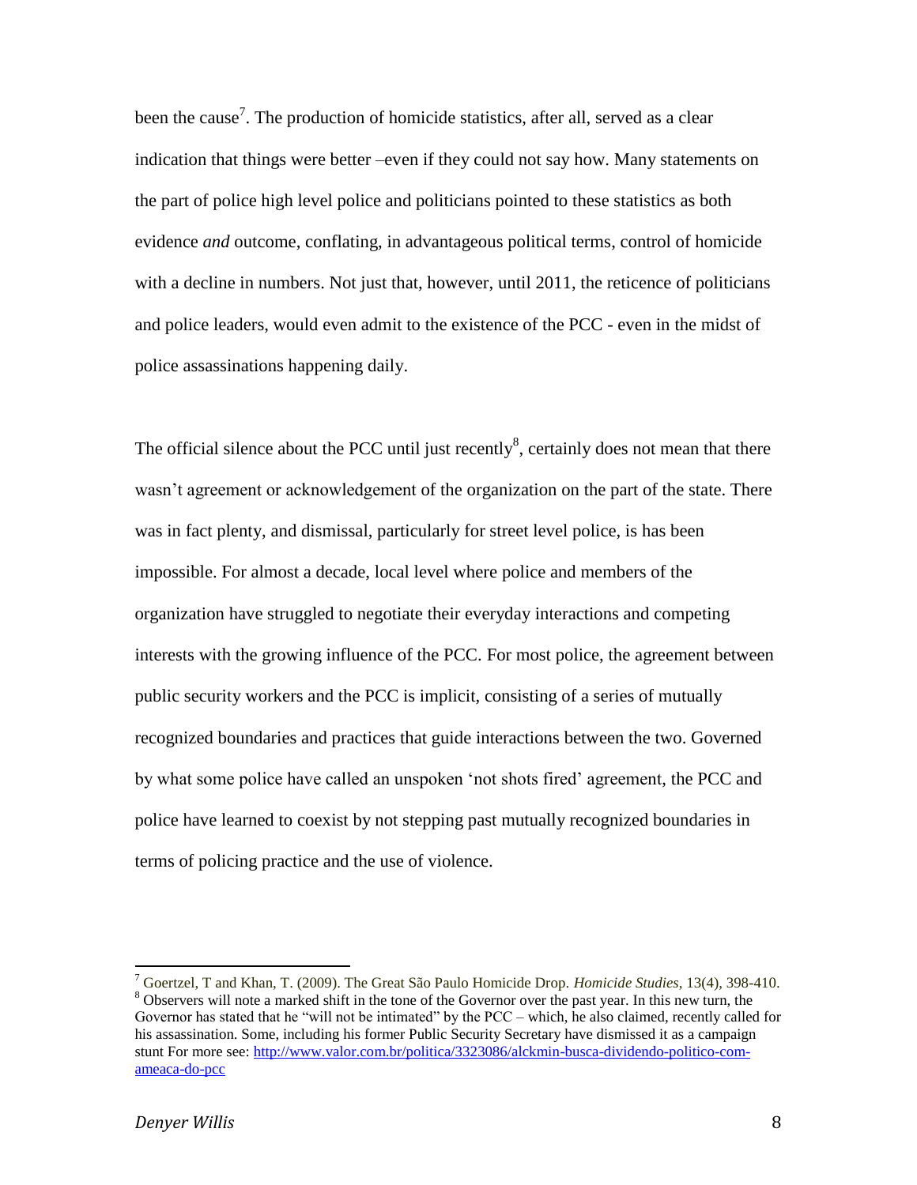been the cause[7]. The production of homicide statistics, after all, served as a clear indication that things were better –even if they could not say how. Many statements on the part of police high level police and politicians pointed to these statistics as both evidence *and* outcome, conflating, in advantageous political terms, control of homicide with a decline in numbers. Not just that, however, until 2011, the reticence of politicians and police leaders, would even admit to the existence of the PCC - even in the midst of police assassinations happening daily.

The official silence about the PCC until just recently[8], certainly does not mean that there wasn't agreement or acknowledgement of the organization on the part of the state. There was in fact plenty, and dismissal, particularly for street level police, is has been impossible. For almost a decade, local level where police and members of the organization have struggled to negotiate their everyday interactions and competing interests with the growing influence of the PCC. For most police, the agreement between public security workers and the PCC is implicit, consisting of a series of mutually recognized boundaries and practices that guide interactions between the two. Governed by what some police have called an unspoken 'not shots fired' agreement, the PCC and police have learned to coexist by not stepping past mutually recognized boundaries in terms of policing practice and the use of violence.

---

[7] Goertzel, T and Khan, T. (2009). The Great São Paulo Homicide Drop. *Homicide Studies*, 13(4), 398-410.

[8] Observers will note a marked shift in the tone of the Governor over the past year. In this new turn, the Governor has stated that he "will not be intimated" by the PCC – which, he also claimed, recently called for his assassination. Some, including his former Public Security Secretary have dismissed it as a campaign stunt For more see: http://www.valor.com.br/politica/3323086/alckmin-busca-dividendo-politico-com-ameaca-do-pcc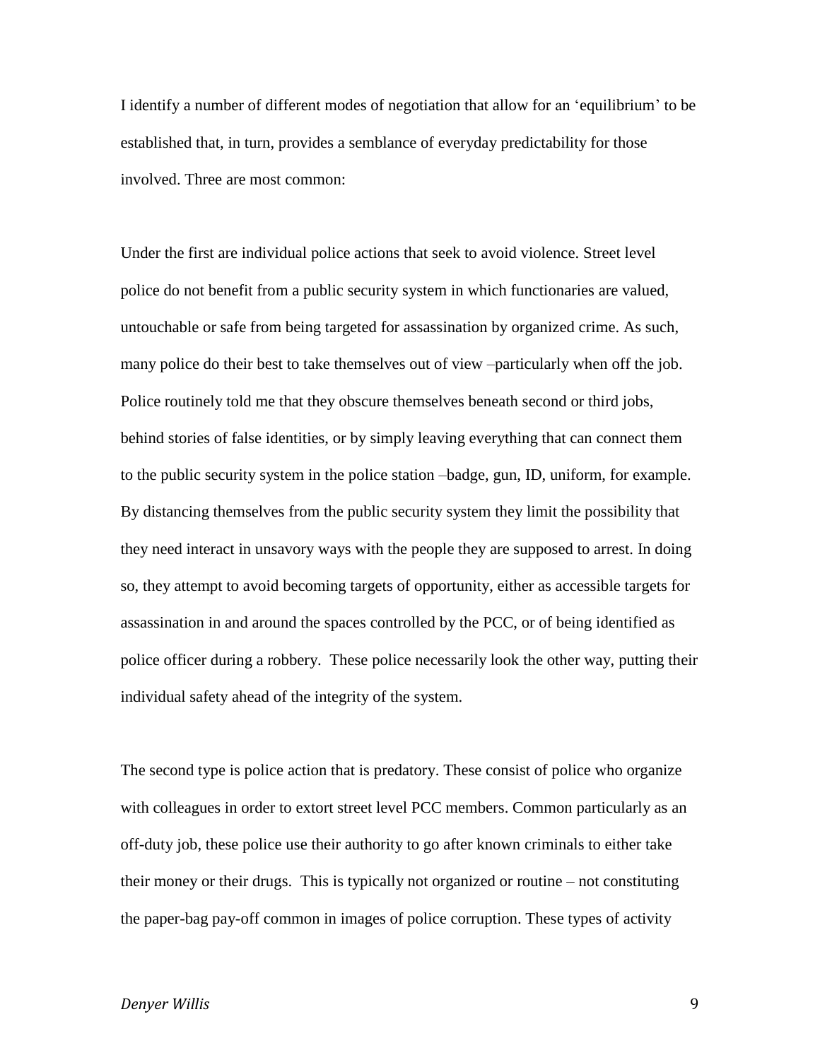I identify a number of different modes of negotiation that allow for an 'equilibrium' to be established that, in turn, provides a semblance of everyday predictability for those involved. Three are most common:

Under the first are individual police actions that seek to avoid violence. Street level police do not benefit from a public security system in which functionaries are valued, untouchable or safe from being targeted for assassination by organized crime. As such, many police do their best to take themselves out of view –particularly when off the job. Police routinely told me that they obscure themselves beneath second or third jobs, behind stories of false identities, or by simply leaving everything that can connect them to the public security system in the police station –badge, gun, ID, uniform, for example. By distancing themselves from the public security system they limit the possibility that they need interact in unsavory ways with the people they are supposed to arrest. In doing so, they attempt to avoid becoming targets of opportunity, either as accessible targets for assassination in and around the spaces controlled by the PCC, or of being identified as police officer during a robbery. These police necessarily look the other way, putting their individual safety ahead of the integrity of the system.

The second type is police action that is predatory. These consist of police who organize with colleagues in order to extort street level PCC members. Common particularly as an off-duty job, these police use their authority to go after known criminals to either take their money or their drugs. This is typically not organized or routine – not constituting the paper-bag pay-off common in images of police corruption. These types of activity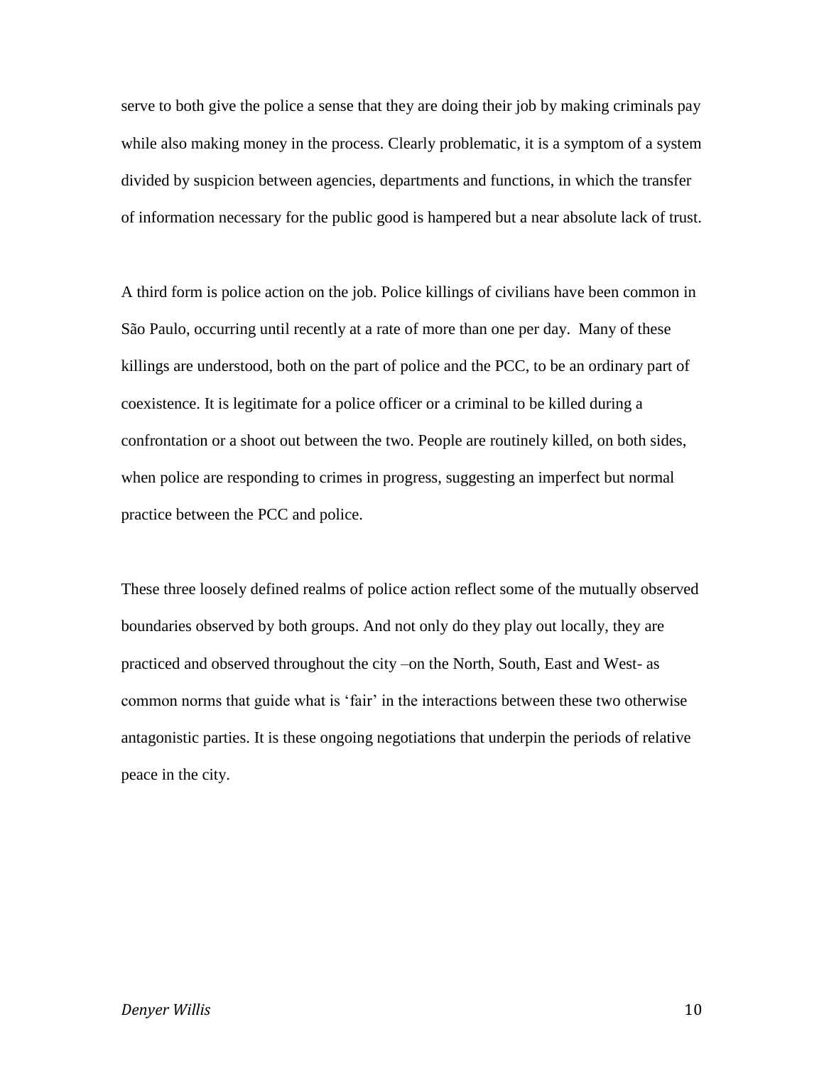serve to both give the police a sense that they are doing their job by making criminals pay while also making money in the process. Clearly problematic, it is a symptom of a system divided by suspicion between agencies, departments and functions, in which the transfer of information necessary for the public good is hampered but a near absolute lack of trust.

A third form is police action on the job. Police killings of civilians have been common in São Paulo, occurring until recently at a rate of more than one per day. Many of these killings are understood, both on the part of police and the PCC, to be an ordinary part of coexistence. It is legitimate for a police officer or a criminal to be killed during a confrontation or a shoot out between the two. People are routinely killed, on both sides, when police are responding to crimes in progress, suggesting an imperfect but normal practice between the PCC and police.

These three loosely defined realms of police action reflect some of the mutually observed boundaries observed by both groups. And not only do they play out locally, they are practiced and observed throughout the city –on the North, South, East and West- as common norms that guide what is 'fair' in the interactions between these two otherwise antagonistic parties. It is these ongoing negotiations that underpin the periods of relative peace in the city.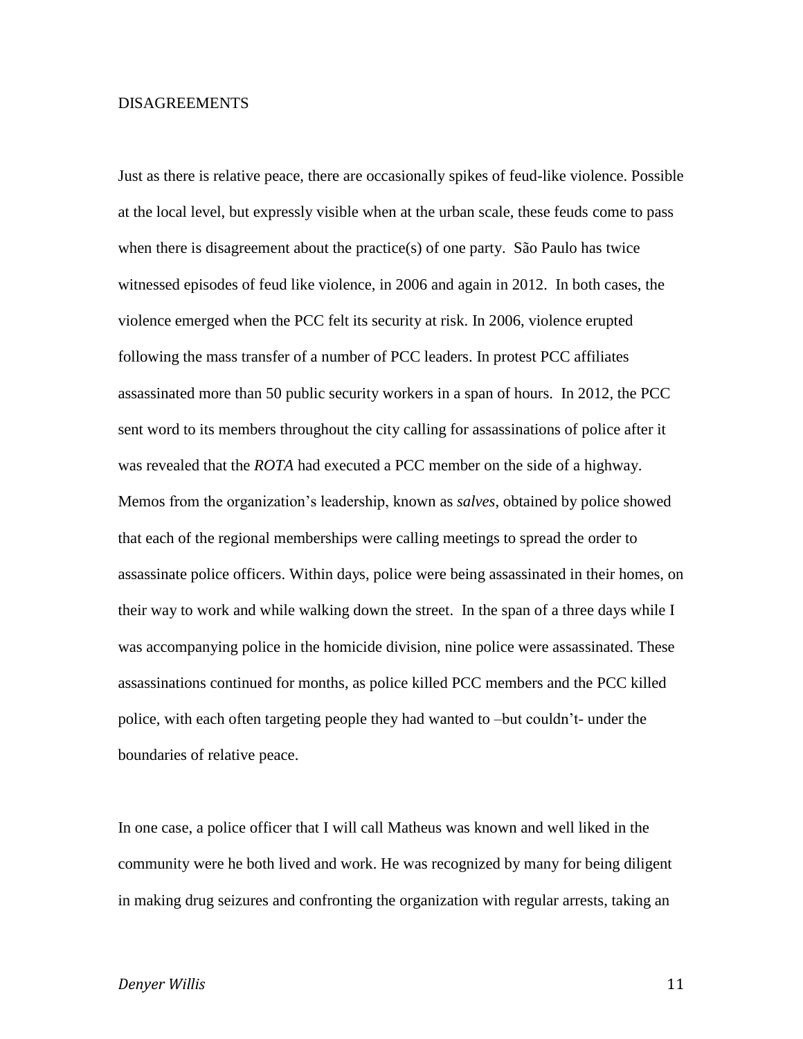## DISAGREEMENTS

Just as there is relative peace, there are occasionally spikes of feud-like violence. Possible at the local level, but expressly visible when at the urban scale, these feuds come to pass when there is disagreement about the practice(s) of one party. São Paulo has twice witnessed episodes of feud like violence, in 2006 and again in 2012. In both cases, the violence emerged when the PCC felt its security at risk. In 2006, violence erupted following the mass transfer of a number of PCC leaders. In protest PCC affiliates assassinated more than 50 public security workers in a span of hours. In 2012, the PCC sent word to its members throughout the city calling for assassinations of police after it was revealed that the *ROTA* had executed a PCC member on the side of a highway. Memos from the organization's leadership, known as *salves*, obtained by police showed that each of the regional memberships were calling meetings to spread the order to assassinate police officers. Within days, police were being assassinated in their homes, on their way to work and while walking down the street. In the span of a three days while I was accompanying police in the homicide division, nine police were assassinated. These assassinations continued for months, as police killed PCC members and the PCC killed police, with each often targeting people they had wanted to –but couldn't- under the boundaries of relative peace.

In one case, a police officer that I will call Matheus was known and well liked in the community were he both lived and work. He was recognized by many for being diligent in making drug seizures and confronting the organization with regular arrests, taking an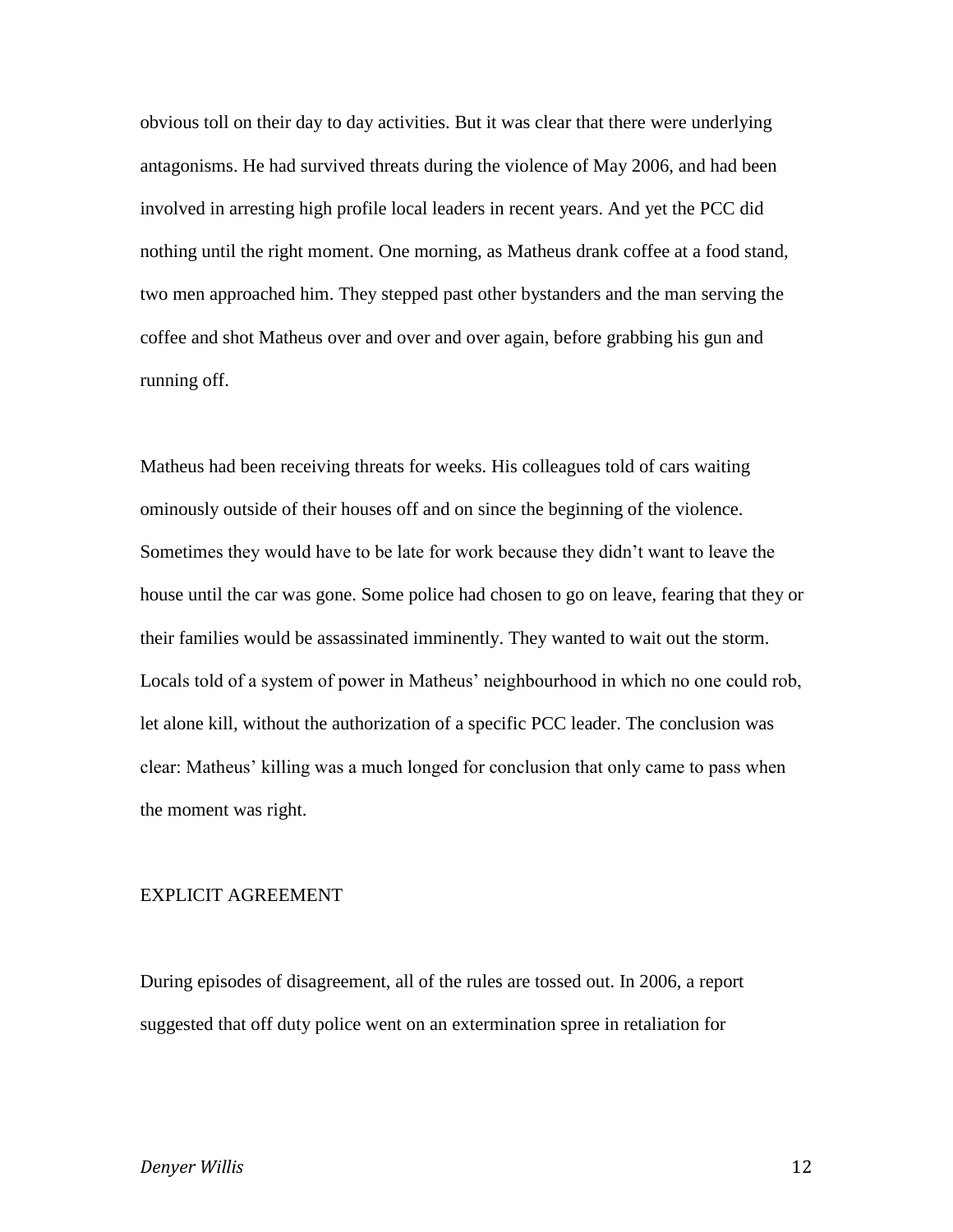obvious toll on their day to day activities. But it was clear that there were underlying antagonisms. He had survived threats during the violence of May 2006, and had been involved in arresting high profile local leaders in recent years. And yet the PCC did nothing until the right moment. One morning, as Matheus drank coffee at a food stand, two men approached him. They stepped past other bystanders and the man serving the coffee and shot Matheus over and over and over again, before grabbing his gun and running off.

Matheus had been receiving threats for weeks. His colleagues told of cars waiting ominously outside of their houses off and on since the beginning of the violence. Sometimes they would have to be late for work because they didn't want to leave the house until the car was gone. Some police had chosen to go on leave, fearing that they or their families would be assassinated imminently. They wanted to wait out the storm. Locals told of a system of power in Matheus' neighbourhood in which no one could rob, let alone kill, without the authorization of a specific PCC leader. The conclusion was clear: Matheus' killing was a much longed for conclusion that only came to pass when the moment was right.

## EXPLICIT AGREEMENT

During episodes of disagreement, all of the rules are tossed out. In 2006, a report suggested that off duty police went on an extermination spree in retaliation for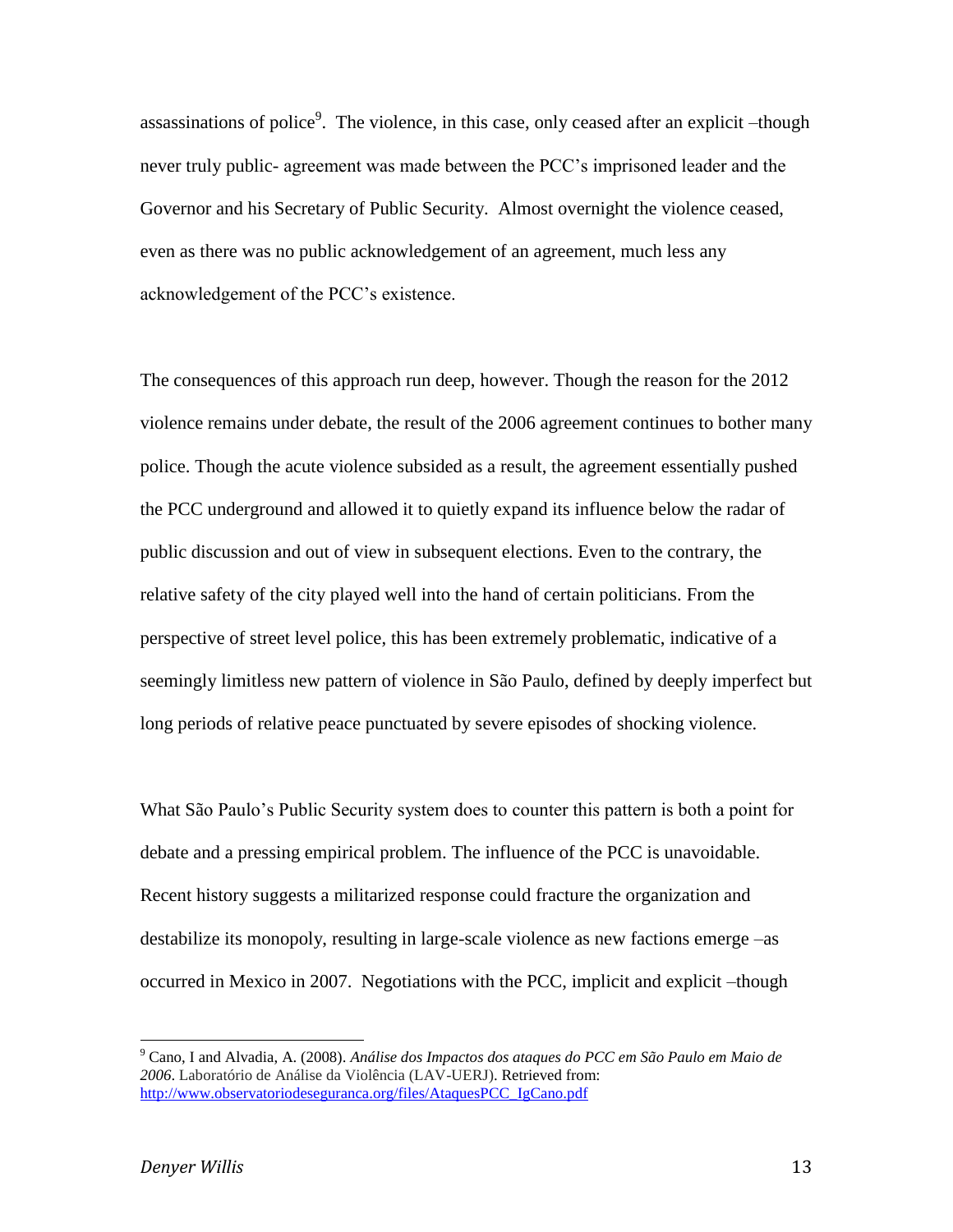assassinations of police[9]. The violence, in this case, only ceased after an explicit –though never truly public- agreement was made between the PCC's imprisoned leader and the Governor and his Secretary of Public Security. Almost overnight the violence ceased, even as there was no public acknowledgement of an agreement, much less any acknowledgement of the PCC's existence.

The consequences of this approach run deep, however. Though the reason for the 2012 violence remains under debate, the result of the 2006 agreement continues to bother many police. Though the acute violence subsided as a result, the agreement essentially pushed the PCC underground and allowed it to quietly expand its influence below the radar of public discussion and out of view in subsequent elections. Even to the contrary, the relative safety of the city played well into the hand of certain politicians. From the perspective of street level police, this has been extremely problematic, indicative of a seemingly limitless new pattern of violence in São Paulo, defined by deeply imperfect but long periods of relative peace punctuated by severe episodes of shocking violence.

What São Paulo's Public Security system does to counter this pattern is both a point for debate and a pressing empirical problem. The influence of the PCC is unavoidable. Recent history suggests a militarized response could fracture the organization and destabilize its monopoly, resulting in large-scale violence as new factions emerge –as occurred in Mexico in 2007. Negotiations with the PCC, implicit and explicit –though

---

[9] Cano, I and Alvadia, A. (2008). *Análise dos Impactos dos ataques do PCC em São Paulo em Maio de 2006*. Laboratório de Análise da Violência (LAV-UERJ). Retrieved from: http://www.observatoriodeseguranca.org/files/AtaquesPCC_IgCano.pdf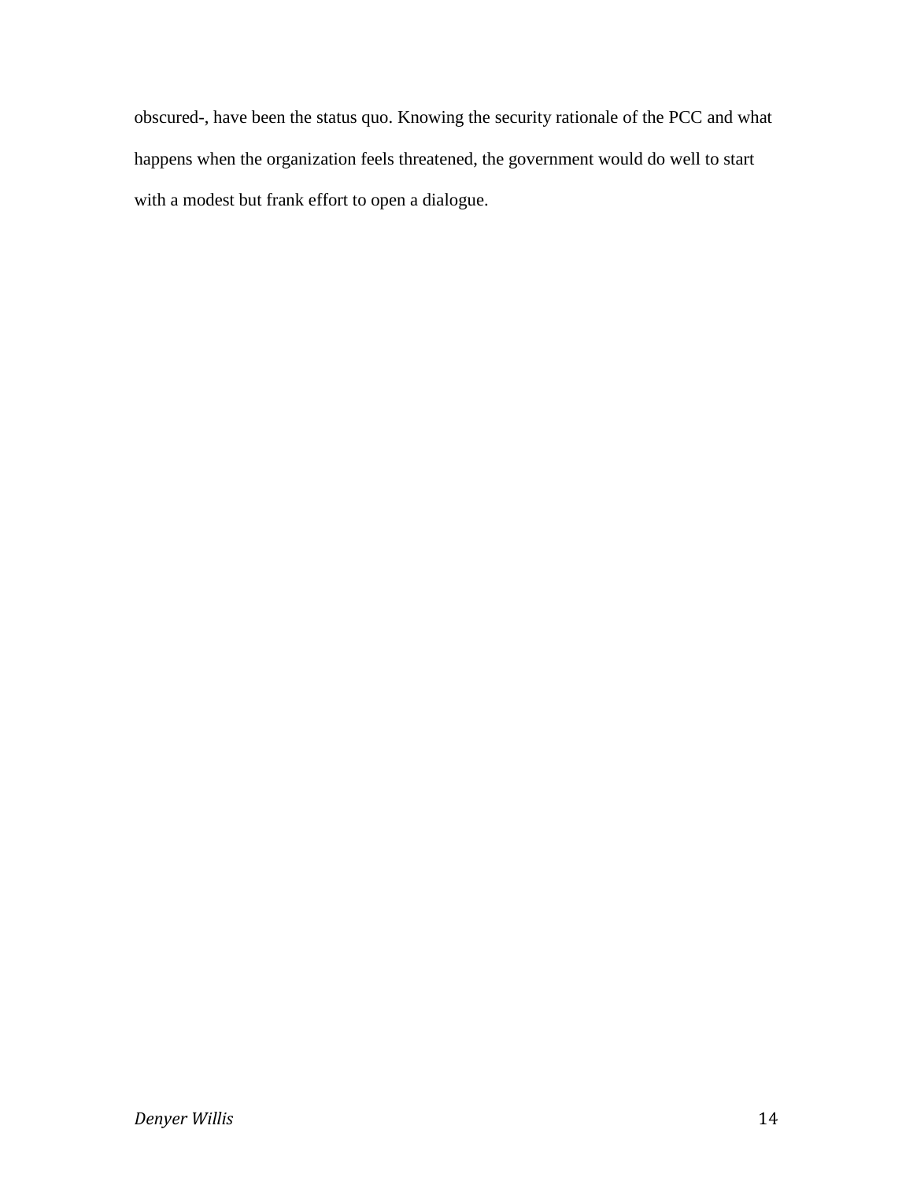obscured-, have been the status quo. Knowing the security rationale of the PCC and what happens when the organization feels threatened, the government would do well to start with a modest but frank effort to open a dialogue.